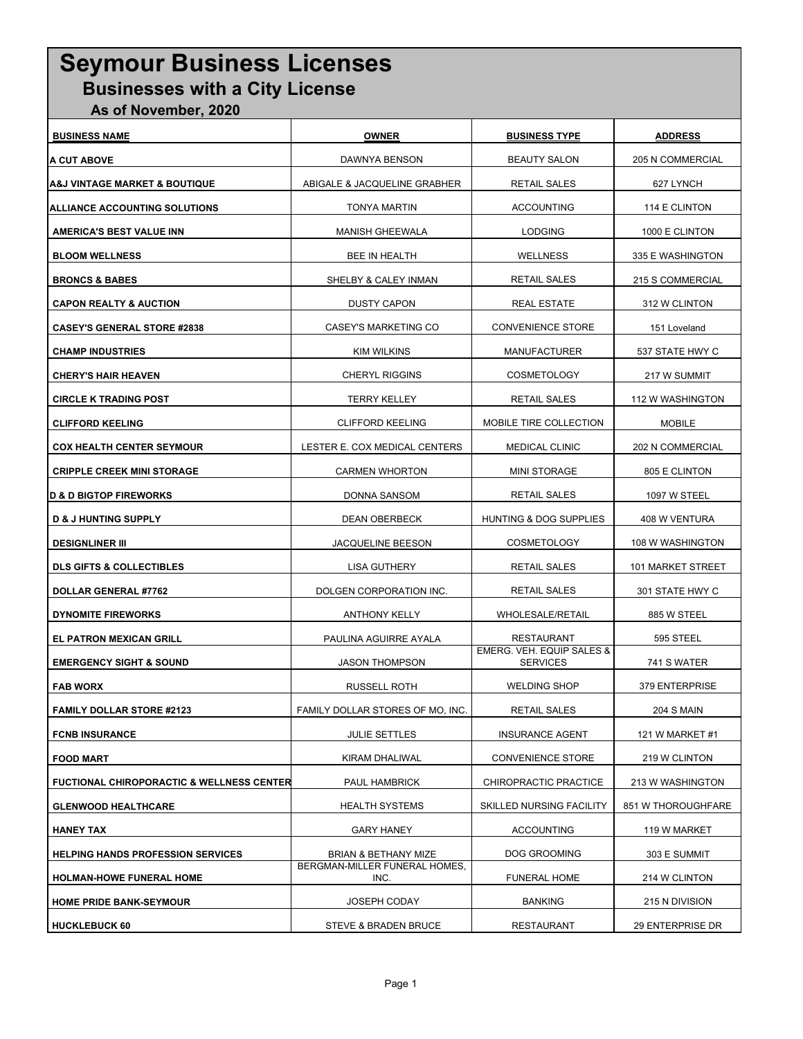# Seymour Business Licenses

## Businesses with a City License

### As of November, 2020

| BUSINESS NAME | OWNER | BUSINESS TYPE | ADDRESS |
|---|---|---|---|
| A CUT ABOVE | DAWNYA BENSON | BEAUTY SALON | 205 N COMMERCIAL |
| A&J VINTAGE MARKET & BOUTIQUE | ABIGALE & JACQUELINE GRABHER | RETAIL SALES | 627 LYNCH |
| ALLIANCE ACCOUNTING SOLUTIONS | TONYA MARTIN | ACCOUNTING | 114 E CLINTON |
| AMERICA'S BEST VALUE INN | MANISH GHEEWALA | LODGING | 1000 E CLINTON |
| BLOOM WELLNESS | BEE IN HEALTH | WELLNESS | 335 E WASHINGTON |
| BRONCS & BABES | SHELBY & CALEY INMAN | RETAIL SALES | 215 S COMMERCIAL |
| CAPON REALTY & AUCTION | DUSTY CAPON | REAL ESTATE | 312 W CLINTON |
| CASEY'S GENERAL STORE #2838 | CASEY'S MARKETING CO | CONVENIENCE STORE | 151 Loveland |
| CHAMP INDUSTRIES | KIM WILKINS | MANUFACTURER | 537 STATE HWY C |
| CHERY'S HAIR HEAVEN | CHERYL RIGGINS | COSMETOLOGY | 217 W SUMMIT |
| CIRCLE K TRADING POST | TERRY KELLEY | RETAIL SALES | 112 W WASHINGTON |
| CLIFFORD KEELING | CLIFFORD KEELING | MOBILE TIRE COLLECTION | MOBILE |
| COX HEALTH CENTER SEYMOUR | LESTER E. COX MEDICAL CENTERS | MEDICAL CLINIC | 202 N COMMERCIAL |
| CRIPPLE CREEK MINI STORAGE | CARMEN WHORTON | MINI STORAGE | 805 E CLINTON |
| D & D BIGTOP FIREWORKS | DONNA SANSOM | RETAIL SALES | 1097 W STEEL |
| D & J HUNTING SUPPLY | DEAN OBERBECK | HUNTING & DOG SUPPLIES | 408 W VENTURA |
| DESIGNLINER III | JACQUELINE BEESON | COSMETOLOGY | 108 W WASHINGTON |
| DLS GIFTS & COLLECTIBLES | LISA GUTHERY | RETAIL SALES | 101 MARKET STREET |
| DOLLAR GENERAL #7762 | DOLGEN CORPORATION INC. | RETAIL SALES | 301 STATE HWY C |
| DYNOMITE FIREWORKS | ANTHONY KELLY | WHOLESALE/RETAIL | 885 W STEEL |
| EL PATRON MEXICAN GRILL | PAULINA AGUIRRE AYALA | RESTAURANT | 595 STEEL |
| EMERGENCY SIGHT & SOUND | JASON THOMPSON | EMERG. VEH. EQUIP SALES & SERVICES | 741 S WATER |
| FAB WORX | RUSSELL ROTH | WELDING SHOP | 379 ENTERPRISE |
| FAMILY DOLLAR STORE #2123 | FAMILY DOLLAR STORES OF MO, INC. | RETAIL SALES | 204 S MAIN |
| FCNB INSURANCE | JULIE SETTLES | INSURANCE AGENT | 121 W MARKET #1 |
| FOOD MART | KIRAM DHALIWAL | CONVENIENCE STORE | 219 W CLINTON |
| FUCTIONAL CHIROPORACTIC & WELLNESS CENTER | PAUL HAMBRICK | CHIROPRACTIC PRACTICE | 213 W WASHINGTON |
| GLENWOOD HEALTHCARE | HEALTH SYSTEMS | SKILLED NURSING FACILITY | 851 W THOROUGHFARE |
| HANEY TAX | GARY HANEY | ACCOUNTING | 119 W MARKET |
| HELPING HANDS PROFESSION SERVICES | BRIAN & BETHANY MIZE | DOG GROOMING | 303 E SUMMIT |
| HOLMAN-HOWE FUNERAL HOME | BERGMAN-MILLER FUNERAL HOMES, INC. | FUNERAL HOME | 214 W CLINTON |
| HOME PRIDE BANK-SEYMOUR | JOSEPH CODAY | BANKING | 215 N DIVISION |
| HUCKLEBUCK 60 | STEVE & BRADEN BRUCE | RESTAURANT | 29 ENTERPRISE DR |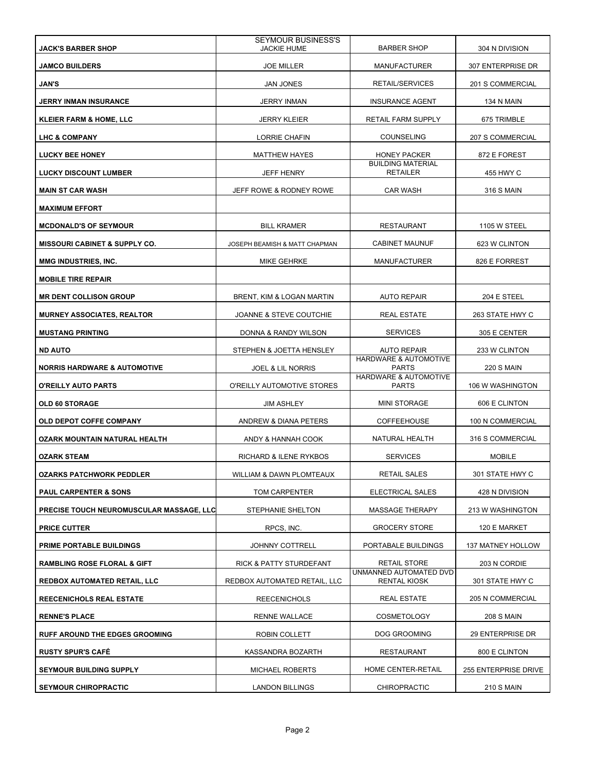| | SEYMOUR BUSINESS'S | | |
|---|---|---|---|
| **JACK'S BARBER SHOP** | JACKIE HUME | BARBER SHOP | 304 N DIVISION |
| **JAMCO BUILDERS** | JOE MILLER | MANUFACTURER | 307 ENTERPRISE DR |
| **JAN'S** | JAN JONES | RETAIL/SERVICES | 201 S COMMERCIAL |
| **JERRY INMAN INSURANCE** | JERRY INMAN | INSURANCE AGENT | 134 N MAIN |
| **KLEIER FARM & HOME, LLC** | JERRY KLEIER | RETAIL FARM SUPPLY | 675 TRIMBLE |
| **LHC & COMPANY** | LORRIE CHAFIN | COUNSELING | 207 S COMMERCIAL |
| **LUCKY BEE HONEY** | MATTHEW HAYES | HONEY PACKER | 872 E FOREST |
| **LUCKY DISCOUNT LUMBER** | JEFF HENRY | BUILDING MATERIAL RETAILER | 455 HWY C |
| **MAIN ST CAR WASH** | JEFF ROWE & RODNEY ROWE | CAR WASH | 316 S MAIN |
| **MAXIMUM EFFORT** | | | |
| **MCDONALD'S OF SEYMOUR** | BILL KRAMER | RESTAURANT | 1105 W STEEL |
| **MISSOURI CABINET & SUPPLY CO.** | JOSEPH BEAMISH & MATT CHAPMAN | CABINET MAUNUF | 623 W CLINTON |
| **MMG INDUSTRIES, INC.** | MIKE GEHRKE | MANUFACTURER | 826 E FORREST |
| **MOBILE TIRE REPAIR** | | | |
| **MR DENT COLLISON GROUP** | BRENT, KIM & LOGAN MARTIN | AUTO REPAIR | 204 E STEEL |
| **MURNEY ASSOCIATES, REALTOR** | JOANNE & STEVE COUTCHIE | REAL ESTATE | 263 STATE HWY C |
| **MUSTANG PRINTING** | DONNA & RANDY WILSON | SERVICES | 305 E CENTER |
| **ND AUTO** | STEPHEN & JOETTA HENSLEY | AUTO REPAIR | 233 W CLINTON |
| **NORRIS HARDWARE & AUTOMOTIVE** | JOEL & LIL NORRIS | HARDWARE & AUTOMOTIVE PARTS | 220 S MAIN |
| **O'REILLY AUTO PARTS** | O'REILLY AUTOMOTIVE STORES | HARDWARE & AUTOMOTIVE PARTS | 106 W WASHINGTON |
| **OLD 60 STORAGE** | JIM ASHLEY | MINI STORAGE | 606 E CLINTON |
| **OLD DEPOT COFFE COMPANY** | ANDREW & DIANA PETERS | COFFEEHOUSE | 100 N COMMERCIAL |
| **OZARK MOUNTAIN NATURAL HEALTH** | ANDY & HANNAH COOK | NATURAL HEALTH | 316 S COMMERCIAL |
| **OZARK STEAM** | RICHARD & ILENE RYKBOS | SERVICES | MOBILE |
| **OZARKS PATCHWORK PEDDLER** | WILLIAM & DAWN PLOMTEAUX | RETAIL SALES | 301 STATE HWY C |
| **PAUL CARPENTER & SONS** | TOM CARPENTER | ELECTRICAL SALES | 428 N DIVISION |
| **PRECISE TOUCH NEUROMUSCULAR MASSAGE, LLC** | STEPHANIE SHELTON | MASSAGE THERAPY | 213 W WASHINGTON |
| **PRICE CUTTER** | RPCS, INC. | GROCERY STORE | 120 E MARKET |
| **PRIME PORTABLE BUILDINGS** | JOHNNY COTTRELL | PORTABALE BUILDINGS | 137 MATNEY HOLLOW |
| **RAMBLING ROSE FLORAL & GIFT** | RICK & PATTY STURDEFANT | RETAIL STORE | 203 N CORDIE |
| **REDBOX AUTOMATED RETAIL, LLC** | REDBOX AUTOMATED RETAIL, LLC | UNMANNED AUTOMATED DVD RENTAL KIOSK | 301 STATE HWY C |
| **REECENICHOLS REAL ESTATE** | REECENICHOLS | REAL ESTATE | 205 N COMMERCIAL |
| **RENNE'S PLACE** | RENNE WALLACE | COSMETOLOGY | 208 S MAIN |
| **RUFF AROUND THE EDGES GROOMING** | ROBIN COLLETT | DOG GROOMING | 29 ENTERPRISE DR |
| **RUSTY SPUR'S CAFÉ** | KASSANDRA BOZARTH | RESTAURANT | 800 E CLINTON |
| **SEYMOUR BUILDING SUPPLY** | MICHAEL ROBERTS | HOME CENTER-RETAIL | 255 ENTERPRISE DRIVE |
| **SEYMOUR CHIROPRACTIC** | LANDON BILLINGS | CHIROPRACTIC | 210 S MAIN |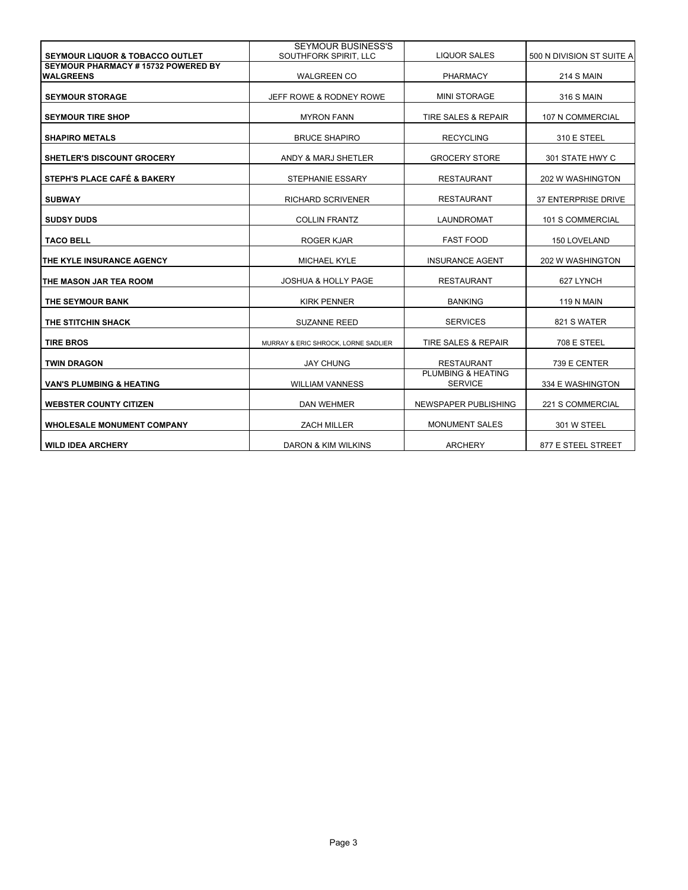| | | | |
|---|---|---|---|
| **SEYMOUR LIQUOR & TOBACCO OUTLET** | SEYMOUR BUSINESS'S SOUTHFORK SPIRIT, LLC | LIQUOR SALES | 500 N DIVISION ST SUITE A |
| **SEYMOUR PHARMACY # 15732 POWERED BY WALGREENS** | WALGREEN CO | PHARMACY | 214 S MAIN |
| **SEYMOUR STORAGE** | JEFF ROWE & RODNEY ROWE | MINI STORAGE | 316 S MAIN |
| **SEYMOUR TIRE SHOP** | MYRON FANN | TIRE SALES & REPAIR | 107 N COMMERCIAL |
| **SHAPIRO METALS** | BRUCE SHAPIRO | RECYCLING | 310 E STEEL |
| **SHETLER'S DISCOUNT GROCERY** | ANDY & MARJ SHETLER | GROCERY STORE | 301 STATE HWY C |
| **STEPH'S PLACE CAFÉ & BAKERY** | STEPHANIE ESSARY | RESTAURANT | 202 W WASHINGTON |
| **SUBWAY** | RICHARD SCRIVENER | RESTAURANT | 37 ENTERPRISE DRIVE |
| **SUDSY DUDS** | COLLIN FRANTZ | LAUNDROMAT | 101 S COMMERCIAL |
| **TACO BELL** | ROGER KJAR | FAST FOOD | 150 LOVELAND |
| **THE KYLE INSURANCE AGENCY** | MICHAEL KYLE | INSURANCE AGENT | 202 W WASHINGTON |
| **THE MASON JAR TEA ROOM** | JOSHUA & HOLLY PAGE | RESTAURANT | 627 LYNCH |
| **THE SEYMOUR BANK** | KIRK PENNER | BANKING | 119 N MAIN |
| **THE STITCHIN SHACK** | SUZANNE REED | SERVICES | 821 S WATER |
| **TIRE BROS** | MURRAY & ERIC SHROCK, LORNE SADLIER | TIRE SALES & REPAIR | 708 E STEEL |
| **TWIN DRAGON** | JAY CHUNG | RESTAURANT | 739 E CENTER |
| **VAN'S PLUMBING & HEATING** | WILLIAM VANNESS | PLUMBING & HEATING SERVICE | 334 E WASHINGTON |
| **WEBSTER COUNTY CITIZEN** | DAN WEHMER | NEWSPAPER PUBLISHING | 221 S COMMERCIAL |
| **WHOLESALE MONUMENT COMPANY** | ZACH MILLER | MONUMENT SALES | 301 W STEEL |
| **WILD IDEA ARCHERY** | DARON & KIM WILKINS | ARCHERY | 877 E STEEL STREET |